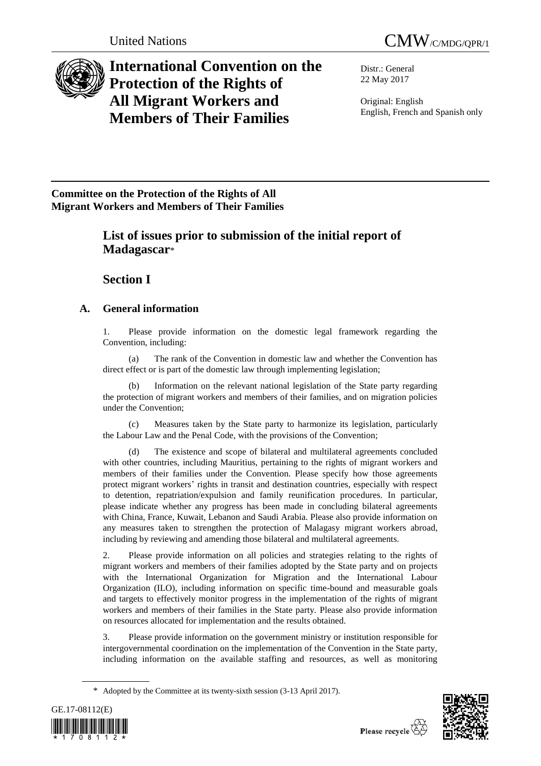United Nations CMW/C/MDG/QPR/1

# International Convention on the Protection of the Rights of All Migrant Workers and Members of Their Families

Distr.: General
22 May 2017

Original: English
English, French and Spanish only

**Committee on the Protection of the Rights of All Migrant Workers and Members of Their Families**

## List of issues prior to submission of the initial report of Madagascar*

## Section I

### A. General information

1. Please provide information on the domestic legal framework regarding the Convention, including:

(a) The rank of the Convention in domestic law and whether the Convention has direct effect or is part of the domestic law through implementing legislation;

(b) Information on the relevant national legislation of the State party regarding the protection of migrant workers and members of their families, and on migration policies under the Convention;

(c) Measures taken by the State party to harmonize its legislation, particularly the Labour Law and the Penal Code, with the provisions of the Convention;

(d) The existence and scope of bilateral and multilateral agreements concluded with other countries, including Mauritius, pertaining to the rights of migrant workers and members of their families under the Convention. Please specify how those agreements protect migrant workers' rights in transit and destination countries, especially with respect to detention, repatriation/expulsion and family reunification procedures. In particular, please indicate whether any progress has been made in concluding bilateral agreements with China, France, Kuwait, Lebanon and Saudi Arabia. Please also provide information on any measures taken to strengthen the protection of Malagasy migrant workers abroad, including by reviewing and amending those bilateral and multilateral agreements.

2. Please provide information on all policies and strategies relating to the rights of migrant workers and members of their families adopted by the State party and on projects with the International Organization for Migration and the International Labour Organization (ILO), including information on specific time-bound and measurable goals and targets to effectively monitor progress in the implementation of the rights of migrant workers and members of their families in the State party. Please also provide information on resources allocated for implementation and the results obtained.

3. Please provide information on the government ministry or institution responsible for intergovernmental coordination on the implementation of the Convention in the State party, including information on the available staffing and resources, as well as monitoring

\* Adopted by the Committee at its twenty-sixth session (3-13 April 2017).

GE.17-08112(E)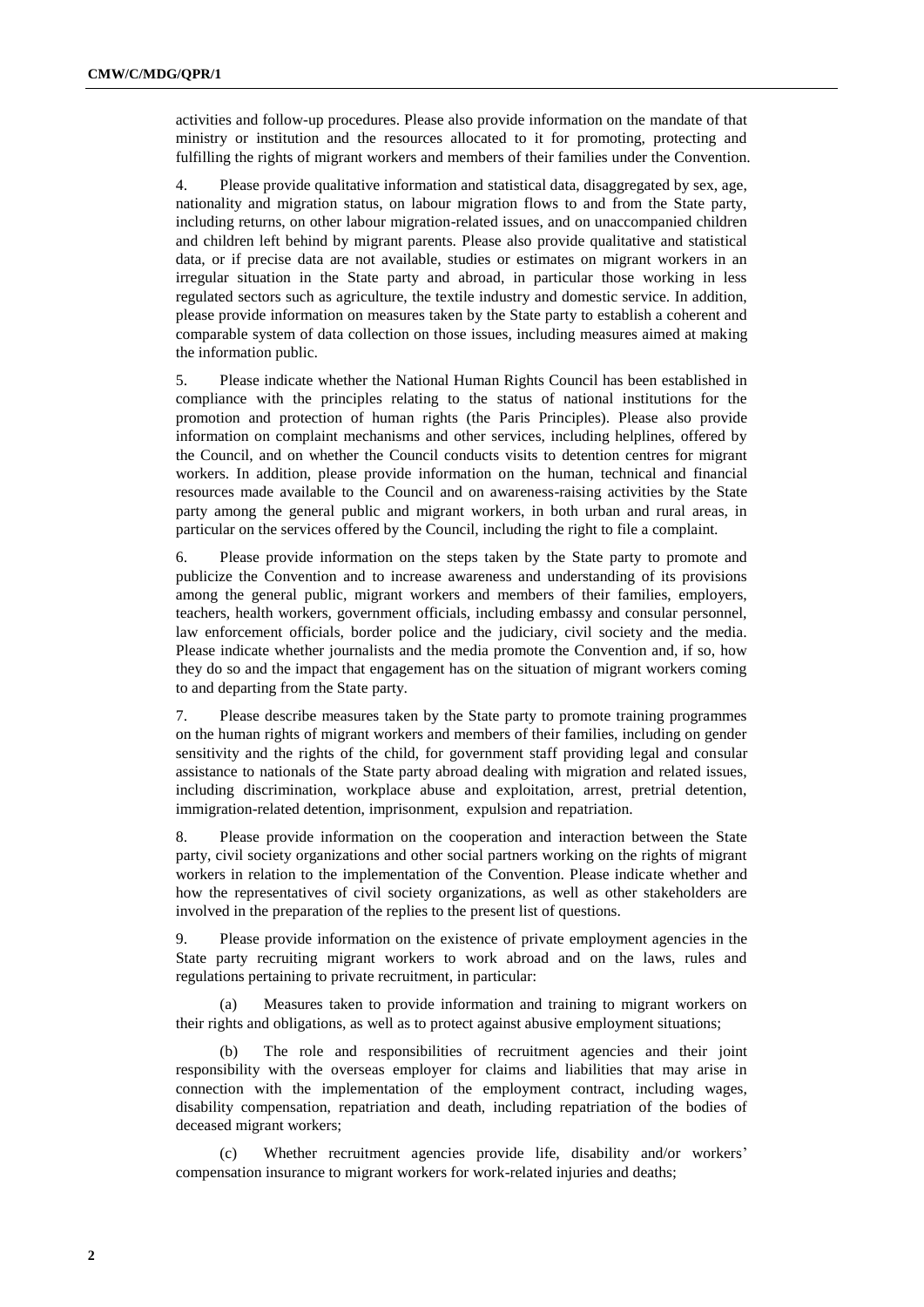activities and follow-up procedures. Please also provide information on the mandate of that ministry or institution and the resources allocated to it for promoting, protecting and fulfilling the rights of migrant workers and members of their families under the Convention.

4. Please provide qualitative information and statistical data, disaggregated by sex, age, nationality and migration status, on labour migration flows to and from the State party, including returns, on other labour migration-related issues, and on unaccompanied children and children left behind by migrant parents. Please also provide qualitative and statistical data, or if precise data are not available, studies or estimates on migrant workers in an irregular situation in the State party and abroad, in particular those working in less regulated sectors such as agriculture, the textile industry and domestic service. In addition, please provide information on measures taken by the State party to establish a coherent and comparable system of data collection on those issues, including measures aimed at making the information public.

5. Please indicate whether the National Human Rights Council has been established in compliance with the principles relating to the status of national institutions for the promotion and protection of human rights (the Paris Principles). Please also provide information on complaint mechanisms and other services, including helplines, offered by the Council, and on whether the Council conducts visits to detention centres for migrant workers. In addition, please provide information on the human, technical and financial resources made available to the Council and on awareness-raising activities by the State party among the general public and migrant workers, in both urban and rural areas, in particular on the services offered by the Council, including the right to file a complaint.

6. Please provide information on the steps taken by the State party to promote and publicize the Convention and to increase awareness and understanding of its provisions among the general public, migrant workers and members of their families, employers, teachers, health workers, government officials, including embassy and consular personnel, law enforcement officials, border police and the judiciary, civil society and the media. Please indicate whether journalists and the media promote the Convention and, if so, how they do so and the impact that engagement has on the situation of migrant workers coming to and departing from the State party.

7. Please describe measures taken by the State party to promote training programmes on the human rights of migrant workers and members of their families, including on gender sensitivity and the rights of the child, for government staff providing legal and consular assistance to nationals of the State party abroad dealing with migration and related issues, including discrimination, workplace abuse and exploitation, arrest, pretrial detention, immigration-related detention, imprisonment, expulsion and repatriation.

8. Please provide information on the cooperation and interaction between the State party, civil society organizations and other social partners working on the rights of migrant workers in relation to the implementation of the Convention. Please indicate whether and how the representatives of civil society organizations, as well as other stakeholders are involved in the preparation of the replies to the present list of questions.

9. Please provide information on the existence of private employment agencies in the State party recruiting migrant workers to work abroad and on the laws, rules and regulations pertaining to private recruitment, in particular:

(a) Measures taken to provide information and training to migrant workers on their rights and obligations, as well as to protect against abusive employment situations;

(b) The role and responsibilities of recruitment agencies and their joint responsibility with the overseas employer for claims and liabilities that may arise in connection with the implementation of the employment contract, including wages, disability compensation, repatriation and death, including repatriation of the bodies of deceased migrant workers;

(c) Whether recruitment agencies provide life, disability and/or workers' compensation insurance to migrant workers for work-related injuries and deaths;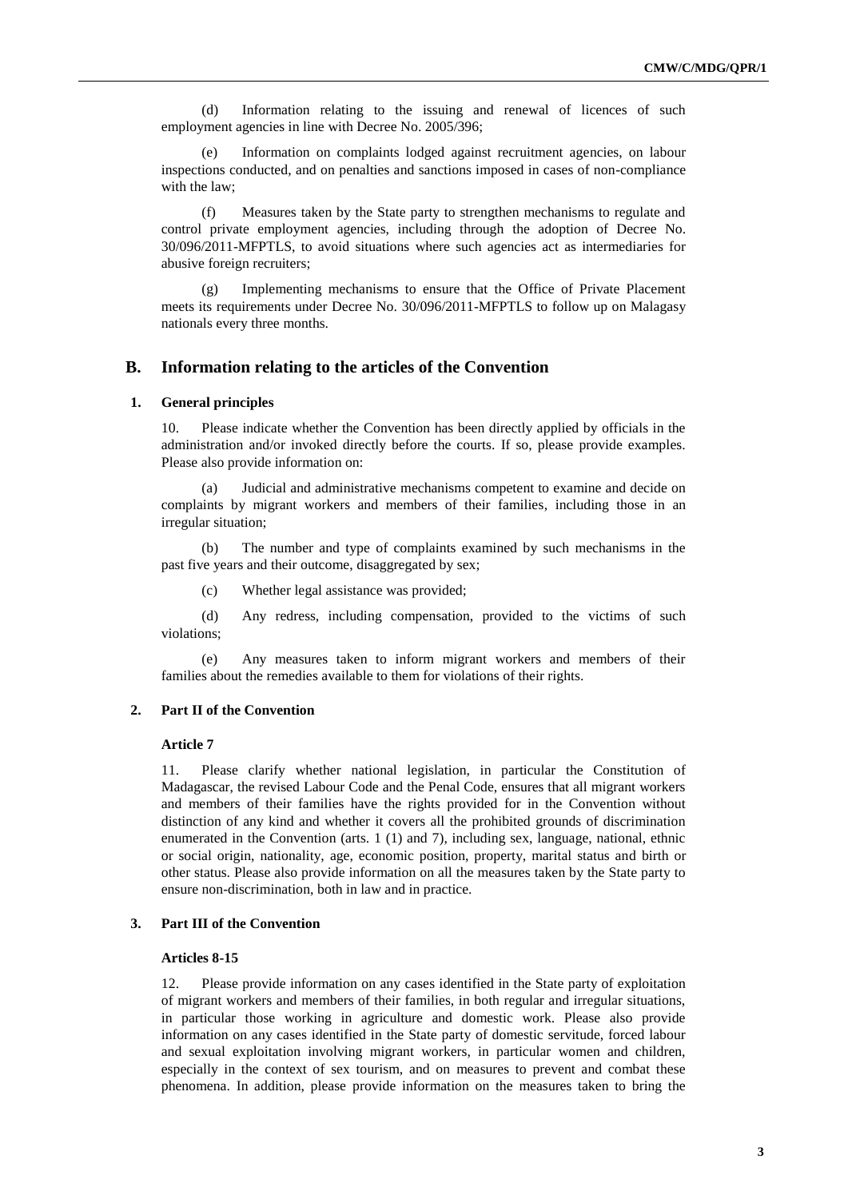(d) Information relating to the issuing and renewal of licences of such employment agencies in line with Decree No. 2005/396;

(e) Information on complaints lodged against recruitment agencies, on labour inspections conducted, and on penalties and sanctions imposed in cases of non-compliance with the law;

(f) Measures taken by the State party to strengthen mechanisms to regulate and control private employment agencies, including through the adoption of Decree No. 30/096/2011-MFPTLS, to avoid situations where such agencies act as intermediaries for abusive foreign recruiters;

(g) Implementing mechanisms to ensure that the Office of Private Placement meets its requirements under Decree No. 30/096/2011-MFPTLS to follow up on Malagasy nationals every three months.

## B. Information relating to the articles of the Convention

### 1. General principles

10. Please indicate whether the Convention has been directly applied by officials in the administration and/or invoked directly before the courts. If so, please provide examples. Please also provide information on:

(a) Judicial and administrative mechanisms competent to examine and decide on complaints by migrant workers and members of their families, including those in an irregular situation;

(b) The number and type of complaints examined by such mechanisms in the past five years and their outcome, disaggregated by sex;

(c) Whether legal assistance was provided;

(d) Any redress, including compensation, provided to the victims of such violations;

(e) Any measures taken to inform migrant workers and members of their families about the remedies available to them for violations of their rights.

### 2. Part II of the Convention

#### Article 7

11. Please clarify whether national legislation, in particular the Constitution of Madagascar, the revised Labour Code and the Penal Code, ensures that all migrant workers and members of their families have the rights provided for in the Convention without distinction of any kind and whether it covers all the prohibited grounds of discrimination enumerated in the Convention (arts. 1 (1) and 7), including sex, language, national, ethnic or social origin, nationality, age, economic position, property, marital status and birth or other status. Please also provide information on all the measures taken by the State party to ensure non-discrimination, both in law and in practice.

### 3. Part III of the Convention

#### Articles 8-15

12. Please provide information on any cases identified in the State party of exploitation of migrant workers and members of their families, in both regular and irregular situations, in particular those working in agriculture and domestic work. Please also provide information on any cases identified in the State party of domestic servitude, forced labour and sexual exploitation involving migrant workers, in particular women and children, especially in the context of sex tourism, and on measures to prevent and combat these phenomena. In addition, please provide information on the measures taken to bring the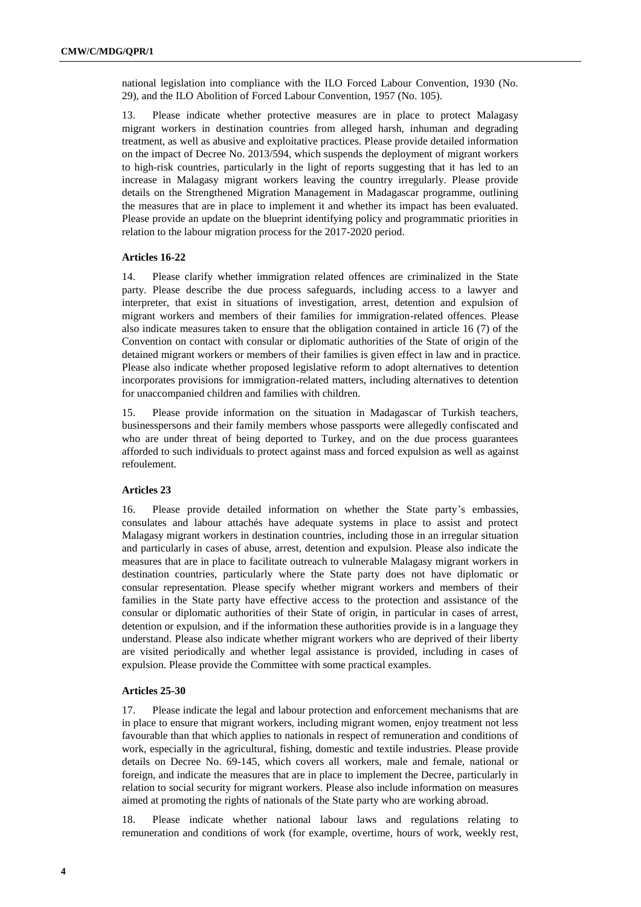national legislation into compliance with the ILO Forced Labour Convention, 1930 (No. 29), and the ILO Abolition of Forced Labour Convention, 1957 (No. 105).

13. Please indicate whether protective measures are in place to protect Malagasy migrant workers in destination countries from alleged harsh, inhuman and degrading treatment, as well as abusive and exploitative practices. Please provide detailed information on the impact of Decree No. 2013/594, which suspends the deployment of migrant workers to high-risk countries, particularly in the light of reports suggesting that it has led to an increase in Malagasy migrant workers leaving the country irregularly. Please provide details on the Strengthened Migration Management in Madagascar programme, outlining the measures that are in place to implement it and whether its impact has been evaluated. Please provide an update on the blueprint identifying policy and programmatic priorities in relation to the labour migration process for the 2017-2020 period.

### Articles 16-22

14. Please clarify whether immigration related offences are criminalized in the State party. Please describe the due process safeguards, including access to a lawyer and interpreter, that exist in situations of investigation, arrest, detention and expulsion of migrant workers and members of their families for immigration-related offences. Please also indicate measures taken to ensure that the obligation contained in article 16 (7) of the Convention on contact with consular or diplomatic authorities of the State of origin of the detained migrant workers or members of their families is given effect in law and in practice. Please also indicate whether proposed legislative reform to adopt alternatives to detention incorporates provisions for immigration-related matters, including alternatives to detention for unaccompanied children and families with children.

15. Please provide information on the situation in Madagascar of Turkish teachers, businesspersons and their family members whose passports were allegedly confiscated and who are under threat of being deported to Turkey, and on the due process guarantees afforded to such individuals to protect against mass and forced expulsion as well as against refoulement.

### Articles 23

16. Please provide detailed information on whether the State party's embassies, consulates and labour attachés have adequate systems in place to assist and protect Malagasy migrant workers in destination countries, including those in an irregular situation and particularly in cases of abuse, arrest, detention and expulsion. Please also indicate the measures that are in place to facilitate outreach to vulnerable Malagasy migrant workers in destination countries, particularly where the State party does not have diplomatic or consular representation. Please specify whether migrant workers and members of their families in the State party have effective access to the protection and assistance of the consular or diplomatic authorities of their State of origin, in particular in cases of arrest, detention or expulsion, and if the information these authorities provide is in a language they understand. Please also indicate whether migrant workers who are deprived of their liberty are visited periodically and whether legal assistance is provided, including in cases of expulsion. Please provide the Committee with some practical examples.

### Articles 25-30

17. Please indicate the legal and labour protection and enforcement mechanisms that are in place to ensure that migrant workers, including migrant women, enjoy treatment not less favourable than that which applies to nationals in respect of remuneration and conditions of work, especially in the agricultural, fishing, domestic and textile industries. Please provide details on Decree No. 69-145, which covers all workers, male and female, national or foreign, and indicate the measures that are in place to implement the Decree, particularly in relation to social security for migrant workers. Please also include information on measures aimed at promoting the rights of nationals of the State party who are working abroad.

18. Please indicate whether national labour laws and regulations relating to remuneration and conditions of work (for example, overtime, hours of work, weekly rest,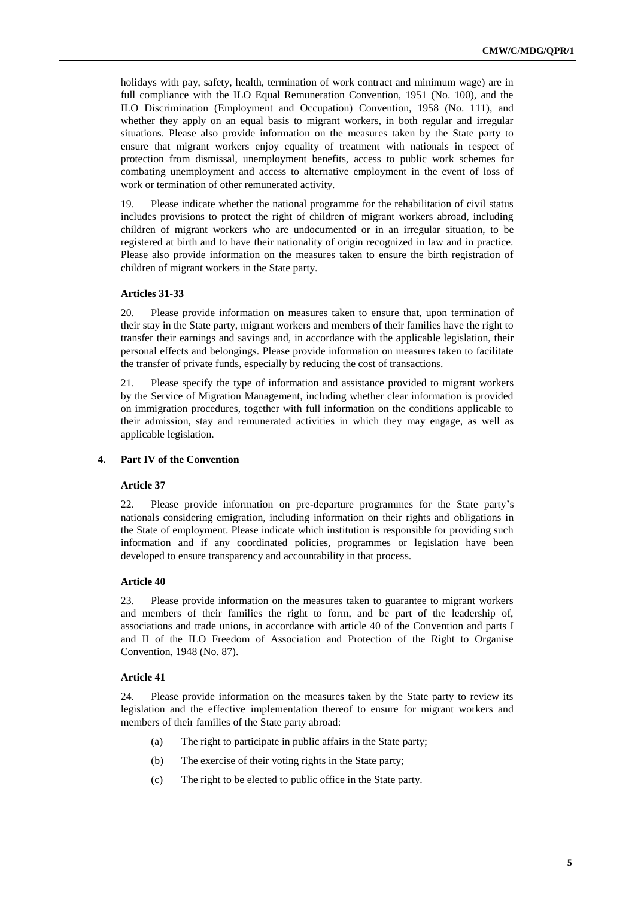holidays with pay, safety, health, termination of work contract and minimum wage) are in full compliance with the ILO Equal Remuneration Convention, 1951 (No. 100), and the ILO Discrimination (Employment and Occupation) Convention, 1958 (No. 111), and whether they apply on an equal basis to migrant workers, in both regular and irregular situations. Please also provide information on the measures taken by the State party to ensure that migrant workers enjoy equality of treatment with nationals in respect of protection from dismissal, unemployment benefits, access to public work schemes for combating unemployment and access to alternative employment in the event of loss of work or termination of other remunerated activity.

19. Please indicate whether the national programme for the rehabilitation of civil status includes provisions to protect the right of children of migrant workers abroad, including children of migrant workers who are undocumented or in an irregular situation, to be registered at birth and to have their nationality of origin recognized in law and in practice. Please also provide information on the measures taken to ensure the birth registration of children of migrant workers in the State party.

#### Articles 31-33

20. Please provide information on measures taken to ensure that, upon termination of their stay in the State party, migrant workers and members of their families have the right to transfer their earnings and savings and, in accordance with the applicable legislation, their personal effects and belongings. Please provide information on measures taken to facilitate the transfer of private funds, especially by reducing the cost of transactions.

21. Please specify the type of information and assistance provided to migrant workers by the Service of Migration Management, including whether clear information is provided on immigration procedures, together with full information on the conditions applicable to their admission, stay and remunerated activities in which they may engage, as well as applicable legislation.

### 4. Part IV of the Convention

#### Article 37

22. Please provide information on pre-departure programmes for the State party's nationals considering emigration, including information on their rights and obligations in the State of employment. Please indicate which institution is responsible for providing such information and if any coordinated policies, programmes or legislation have been developed to ensure transparency and accountability in that process.

#### Article 40

23. Please provide information on the measures taken to guarantee to migrant workers and members of their families the right to form, and be part of the leadership of, associations and trade unions, in accordance with article 40 of the Convention and parts I and II of the ILO Freedom of Association and Protection of the Right to Organise Convention, 1948 (No. 87).

#### Article 41

24. Please provide information on the measures taken by the State party to review its legislation and the effective implementation thereof to ensure for migrant workers and members of their families of the State party abroad:

(a) The right to participate in public affairs in the State party;

(b) The exercise of their voting rights in the State party;

(c) The right to be elected to public office in the State party.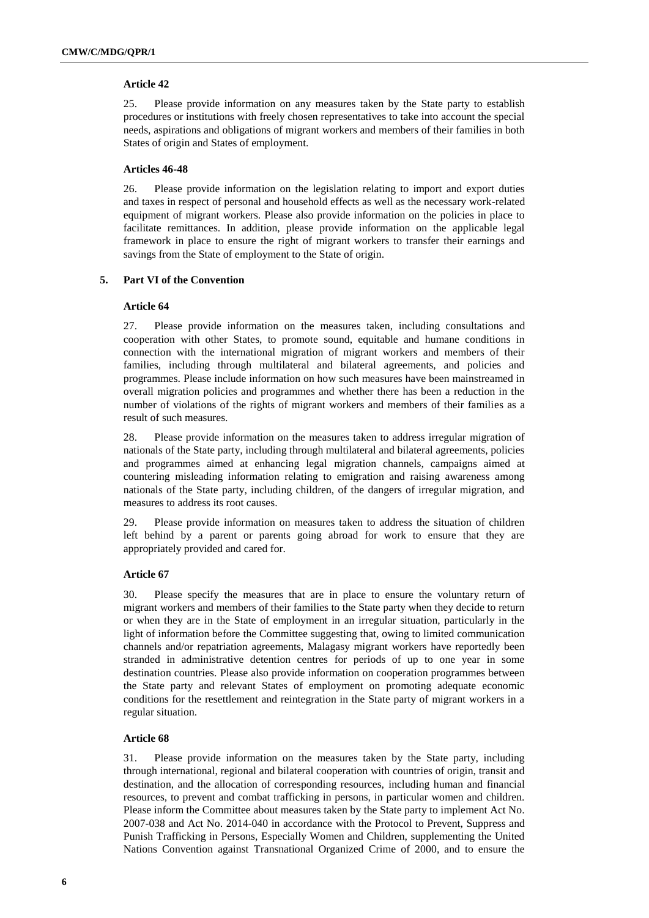### Article 42

25. Please provide information on any measures taken by the State party to establish procedures or institutions with freely chosen representatives to take into account the special needs, aspirations and obligations of migrant workers and members of their families in both States of origin and States of employment.

### Articles 46-48

26. Please provide information on the legislation relating to import and export duties and taxes in respect of personal and household effects as well as the necessary work-related equipment of migrant workers. Please also provide information on the policies in place to facilitate remittances. In addition, please provide information on the applicable legal framework in place to ensure the right of migrant workers to transfer their earnings and savings from the State of employment to the State of origin.

## 5. Part VI of the Convention

### Article 64

27. Please provide information on the measures taken, including consultations and cooperation with other States, to promote sound, equitable and humane conditions in connection with the international migration of migrant workers and members of their families, including through multilateral and bilateral agreements, and policies and programmes. Please include information on how such measures have been mainstreamed in overall migration policies and programmes and whether there has been a reduction in the number of violations of the rights of migrant workers and members of their families as a result of such measures.

28. Please provide information on the measures taken to address irregular migration of nationals of the State party, including through multilateral and bilateral agreements, policies and programmes aimed at enhancing legal migration channels, campaigns aimed at countering misleading information relating to emigration and raising awareness among nationals of the State party, including children, of the dangers of irregular migration, and measures to address its root causes.

29. Please provide information on measures taken to address the situation of children left behind by a parent or parents going abroad for work to ensure that they are appropriately provided and cared for.

### Article 67

30. Please specify the measures that are in place to ensure the voluntary return of migrant workers and members of their families to the State party when they decide to return or when they are in the State of employment in an irregular situation, particularly in the light of information before the Committee suggesting that, owing to limited communication channels and/or repatriation agreements, Malagasy migrant workers have reportedly been stranded in administrative detention centres for periods of up to one year in some destination countries. Please also provide information on cooperation programmes between the State party and relevant States of employment on promoting adequate economic conditions for the resettlement and reintegration in the State party of migrant workers in a regular situation.

### Article 68

31. Please provide information on the measures taken by the State party, including through international, regional and bilateral cooperation with countries of origin, transit and destination, and the allocation of corresponding resources, including human and financial resources, to prevent and combat trafficking in persons, in particular women and children. Please inform the Committee about measures taken by the State party to implement Act No. 2007-038 and Act No. 2014-040 in accordance with the Protocol to Prevent, Suppress and Punish Trafficking in Persons, Especially Women and Children, supplementing the United Nations Convention against Transnational Organized Crime of 2000, and to ensure the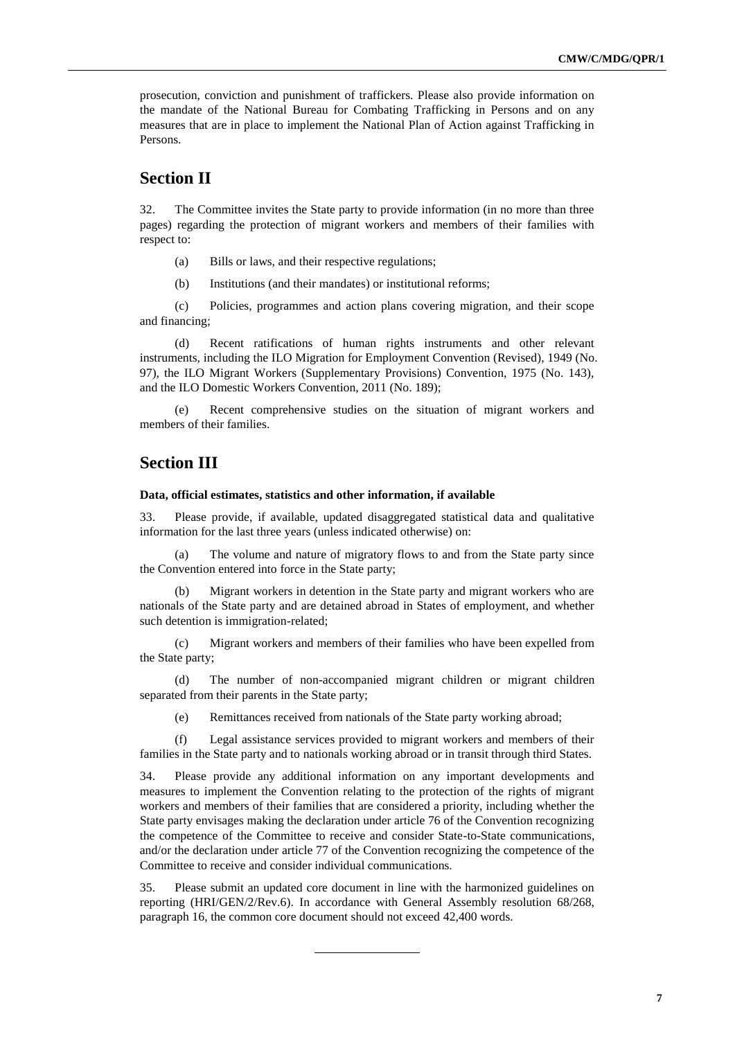prosecution, conviction and punishment of traffickers. Please also provide information on the mandate of the National Bureau for Combating Trafficking in Persons and on any measures that are in place to implement the National Plan of Action against Trafficking in Persons.

## Section II

32. The Committee invites the State party to provide information (in no more than three pages) regarding the protection of migrant workers and members of their families with respect to:

(a) Bills or laws, and their respective regulations;

(b) Institutions (and their mandates) or institutional reforms;

(c) Policies, programmes and action plans covering migration, and their scope and financing;

(d) Recent ratifications of human rights instruments and other relevant instruments, including the ILO Migration for Employment Convention (Revised), 1949 (No. 97), the ILO Migrant Workers (Supplementary Provisions) Convention, 1975 (No. 143), and the ILO Domestic Workers Convention, 2011 (No. 189);

(e) Recent comprehensive studies on the situation of migrant workers and members of their families.

## Section III

### Data, official estimates, statistics and other information, if available

33. Please provide, if available, updated disaggregated statistical data and qualitative information for the last three years (unless indicated otherwise) on:

(a) The volume and nature of migratory flows to and from the State party since the Convention entered into force in the State party;

(b) Migrant workers in detention in the State party and migrant workers who are nationals of the State party and are detained abroad in States of employment, and whether such detention is immigration-related;

(c) Migrant workers and members of their families who have been expelled from the State party;

(d) The number of non-accompanied migrant children or migrant children separated from their parents in the State party;

(e) Remittances received from nationals of the State party working abroad;

(f) Legal assistance services provided to migrant workers and members of their families in the State party and to nationals working abroad or in transit through third States.

34. Please provide any additional information on any important developments and measures to implement the Convention relating to the protection of the rights of migrant workers and members of their families that are considered a priority, including whether the State party envisages making the declaration under article 76 of the Convention recognizing the competence of the Committee to receive and consider State-to-State communications, and/or the declaration under article 77 of the Convention recognizing the competence of the Committee to receive and consider individual communications.

35. Please submit an updated core document in line with the harmonized guidelines on reporting (HRI/GEN/2/Rev.6). In accordance with General Assembly resolution 68/268, paragraph 16, the common core document should not exceed 42,400 words.